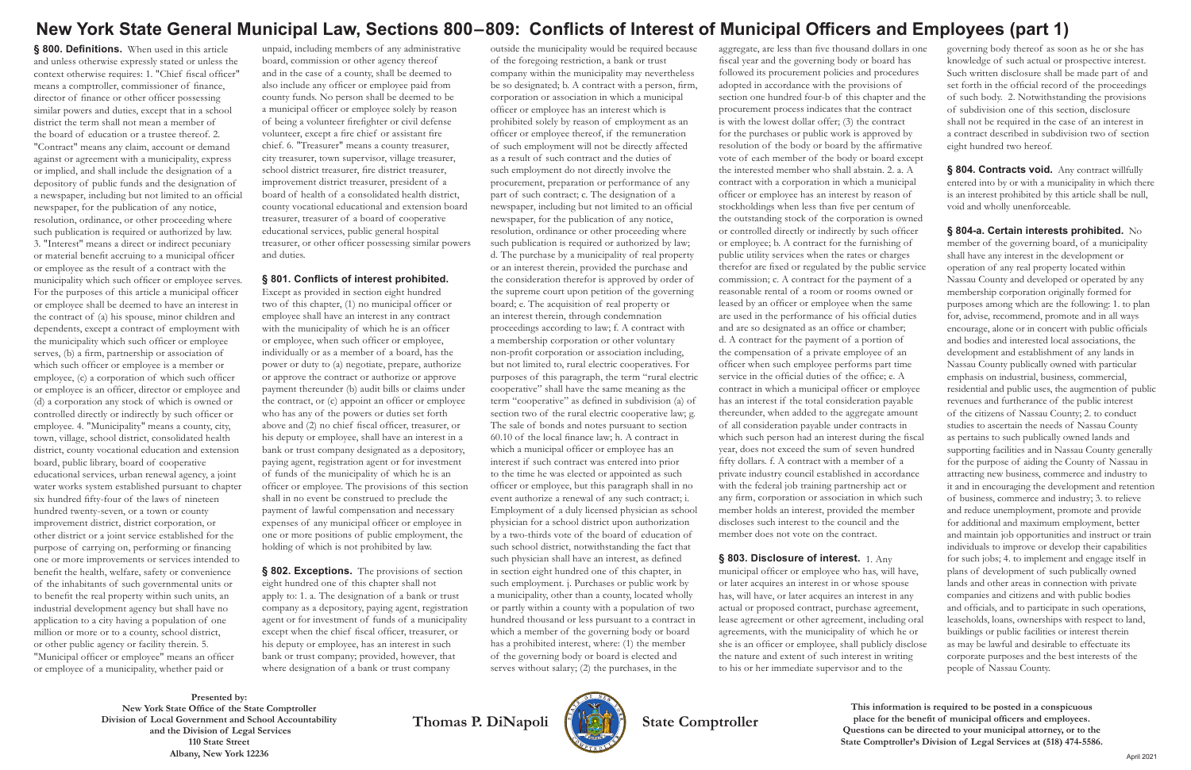# New York State General Municipal Law, Sections 800–809: Conflicts of Interest of Municipal Officers and Employees (part 1)

**§ 800. Definitions.** When used in this article and unless otherwise expressly stated or unless the context otherwise requires: 1. "Chief fiscal officer" means a comptroller, commissioner of finance, director of finance or other officer possessing similar powers and duties, except that in a school district the term shall not mean a member of the board of education or a trustee thereof. 2. "Contract" means any claim, account or demand against or agreement with a municipality, express or implied, and shall include the designation of a depository of public funds and the designation of a newspaper, including but not limited to an official newspaper, for the publication of any notice, resolution, ordinance, or other proceeding where such publication is required or authorized by law. 3. "Interest" means a direct or indirect pecuniary or material benefit accruing to a municipal officer or employee as the result of a contract with the municipality which such officer or employee serves. For the purposes of this article a municipal officer or employee shall be deemed to have an interest in the contract of (a) his spouse, minor children and dependents, except a contract of employment with the municipality which such officer or employee serves, (b) a firm, partnership or association of which such officer or employee is a member or employee, (c) a corporation of which such officer or employee is an officer, director or employee and (d) a corporation any stock of which is owned or controlled directly or indirectly by such officer or employee. 4. "Municipality" means a county, city, town, village, school district, consolidated health district, county vocational education and extension board, public library, board of cooperative educational services, urban renewal agency, a joint water works system established pursuant to chapter six hundred fifty-four of the laws of nineteen hundred twenty-seven, or a town or county improvement district, district corporation, or other district or a joint service established for the purpose of carrying on, performing or financing one or more improvements or services intended to benefit the health, welfare, safety or convenience of the inhabitants of such governmental units or to benefit the real property within such units, an industrial development agency but shall have no application to a city having a population of one million or more or to a county, school district, or other public agency or facility therein. 5. "Municipal officer or employee" means an officer or employee of a municipality, whether paid or unpaid, including members of any administrative board, commission or other agency thereof and in the case of a county, shall be deemed to also include any officer or employee paid from county funds. No person shall be deemed to be a municipal officer or employee solely by reason of being a volunteer firefighter or civil defense volunteer, except a fire chief or assistant fire chief. 6. "Treasurer" means a county treasurer, city treasurer, town supervisor, village treasurer, school district treasurer, fire district treasurer, improvement district treasurer, president of a board of health of a consolidated health district, county vocational educational and extension board treasurer, treasurer of a board of cooperative educational services, public general hospital treasurer, or other officer possessing similar powers and duties.

## § 801. Conflicts of interest prohibited.

Except as provided in section eight hundred two of this chapter, (1) no municipal officer or employee shall have an interest in any contract with the municipality of which he is an officer or employee, when such officer or employee, individually or as a member of a board, has the power or duty to (a) negotiate, prepare, authorize or approve the contract or authorize or approve payment thereunder (b) audit bills or claims under the contract, or (c) appoint an officer or employee who has any of the powers or duties set forth above and (2) no chief fiscal officer, treasurer, or his deputy or employee, shall have an interest in a bank or trust company designated as a depository, paying agent, registration agent or for investment of funds of the municipality of which he is an officer or employee. The provisions of this section shall in no event be construed to preclude the payment of lawful compensation and necessary expenses of any municipal officer or employee in one or more positions of public employment, the holding of which is not prohibited by law.

**§ 802. Exceptions.** The provisions of section eight hundred one of this chapter shall not apply to: 1. a. The designation of a bank or trust company as a depository, paying agent, registration agent or for investment of funds of a municipality except when the chief fiscal officer, treasurer, or his deputy or employee, has an interest in such bank or trust company; provided, however, that where designation of a bank or trust company outside the municipality would be required because of the foregoing restriction, a bank or trust company within the municipality may nevertheless be so designated; b. A contract with a person, firm, corporation or association in which a municipal officer or employee has an interest which is prohibited solely by reason of employment as an officer or employee thereof, if the remuneration of such employment will not be directly affected as a result of such contract and the duties of such employment do not directly involve the procurement, preparation or performance of any part of such contract; c. The designation of a newspaper, including but not limited to an official newspaper, for the publication of any notice, resolution, ordinance or other proceeding where such publication is required or authorized by law; d. The purchase by a municipality of real property or an interest therein, provided the purchase and the consideration therefor is approved by order of the supreme court upon petition of the governing board; e. The acquisition of real property or an interest therein, through condemnation proceedings according to law; f. A contract with a membership corporation or other voluntary non-profit corporation or association including, but not limited to, rural electric cooperatives. For purposes of this paragraph, the term "rural electric cooperative" shall have the same meaning as the term "cooperative" as defined in subdivision (a) of section two of the rural electric cooperative law; g. The sale of bonds and notes pursuant to section 60.10 of the local finance law; h. A contract in which a municipal officer or employee has an interest if such contract was entered into prior to the time he was elected or appointed as such officer or employee, but this paragraph shall in no event authorize a renewal of any such contract; i. Employment of a duly licensed physician as school physician for a school district upon authorization by a two-thirds vote of the board of education of such school district, notwithstanding the fact that such physician shall have an interest, as defined in section eight hundred of this chapter, in such employment. j. Purchases or public work by a municipality, other than a county, located wholly or partly within a county with a population of two hundred thousand or less pursuant to a contract in which a member of the governing body or board has a prohibited interest, where: (1) the member of the governing body or board is elected and serves without salary; (2) the purchases, in the aggregate, are less than five thousand dollars in one fiscal year and the governing body or board has followed its procurement policies and procedures adopted in accordance with the provisions of section one hundred four-b of this chapter and the procurement process indicates that the contract is with the lowest dollar offer; (3) the contract for the purchases or public work is approved by resolution of the body or board by the affirmative vote of each member of the body or board except the interested member who shall abstain. 2. a. A contract with a corporation in which a municipal officer or employee has an interest by reason of stockholdings when less than five per centum of the outstanding stock of the corporation is owned or controlled directly or indirectly by such officer or employee; b. A contract for the furnishing of public utility services when the rates or charges therefor are fixed or regulated by the public service commission; c. A contract for the payment of a reasonable rental of a room or rooms owned or leased by an officer or employee when the same are used in the performance of his official duties and are so designated as an office or chamber; d. A contract for the payment of a portion of the compensation of a private employee of an officer when such employee performs part time service in the official duties of the office; e. A contract in which a municipal officer or employee has an interest if the total consideration payable thereunder, when added to the aggregate amount of all consideration payable under contracts in which such person had an interest during the fiscal year, does not exceed the sum of seven hundred fifty dollars. f. A contract with a member of a private industry council established in accordance with the federal job training partnership act or any firm, corporation or association in which such member holds an interest, provided the member discloses such interest to the council and the member does not vote on the contract.

**§ 803. Disclosure of interest.** 1. Any municipal officer or employee who has, will have, or later acquires an interest in or whose spouse has, will have, or later acquires an interest in any actual or proposed contract, purchase agreement, lease agreement or other agreement, including oral agreements, with the municipality of which he or she is an officer or employee, shall publicly disclose the nature and extent of such interest in writing to his or her immediate supervisor and to the governing body thereof as soon as he or she has knowledge of such actual or prospective interest. Such written disclosure shall be made part of and set forth in the official record of the proceedings of such body. 2. Notwithstanding the provisions of subdivision one of this section, disclosure shall not be required in the case of an interest in a contract described in subdivision two of section eight hundred two hereof.

**§ 804. Contracts void.** Any contract willfully entered into by or with a municipality in which there is an interest prohibited by this article shall be null, void and wholly unenforceable.

**§ 804-a. Certain interests prohibited.** No member of the governing board, of a municipality shall have any interest in the development or operation of any real property located within Nassau County and developed or operated by any membership corporation originally formed for purposes among which are the following: 1. to plan for, advise, recommend, promote and in all ways encourage, alone or in concert with public officials and bodies and interested local associations, the development and establishment of any lands in Nassau County publically owned with particular emphasis on industrial, business, commercial, residential and public uses, the augmention of public revenues and furtherance of the public interest of the citizens of Nassau County; 2. to conduct studies to ascertain the needs of Nassau County as pertains to such publically owned lands and supporting facilities and in Nassau County generally for the purpose of aiding the County of Nassau in attracting new business, commerce and industry to it and in encouraging the development and retention of business, commerce and industry; 3. to relieve and reduce unemployment, promote and provide for additional and maximum employment, better and maintain job opportunities and instruct or train individuals to improve or develop their capabilities for such jobs; 4. to implement and engage itself in plans of development of such publically owned lands and other areas in connection with private companies and citizens and with public bodies and officials, and to participate in such operations, leaseholds, loans, ownerships with respect to land, buildings or public facilities or interest therein as may be lawful and desirable to effectuate its corporate purposes and the best interests of the people of Nassau County.

**Presented by:**
**New York State Office of the State Comptroller**
**Division of Local Government and School Accountability**
**and the Division of Legal Services**
**110 State Street**
**Albany, New York 12236**

**Thomas P. DiNapoli** **State Comptroller**

**This information is required to be posted in a conspicuous place for the benefit of municipal officers and employees. Questions can be directed to your municipal attorney, or to the State Comptroller's Division of Legal Services at (518) 474-5586.**

April 2021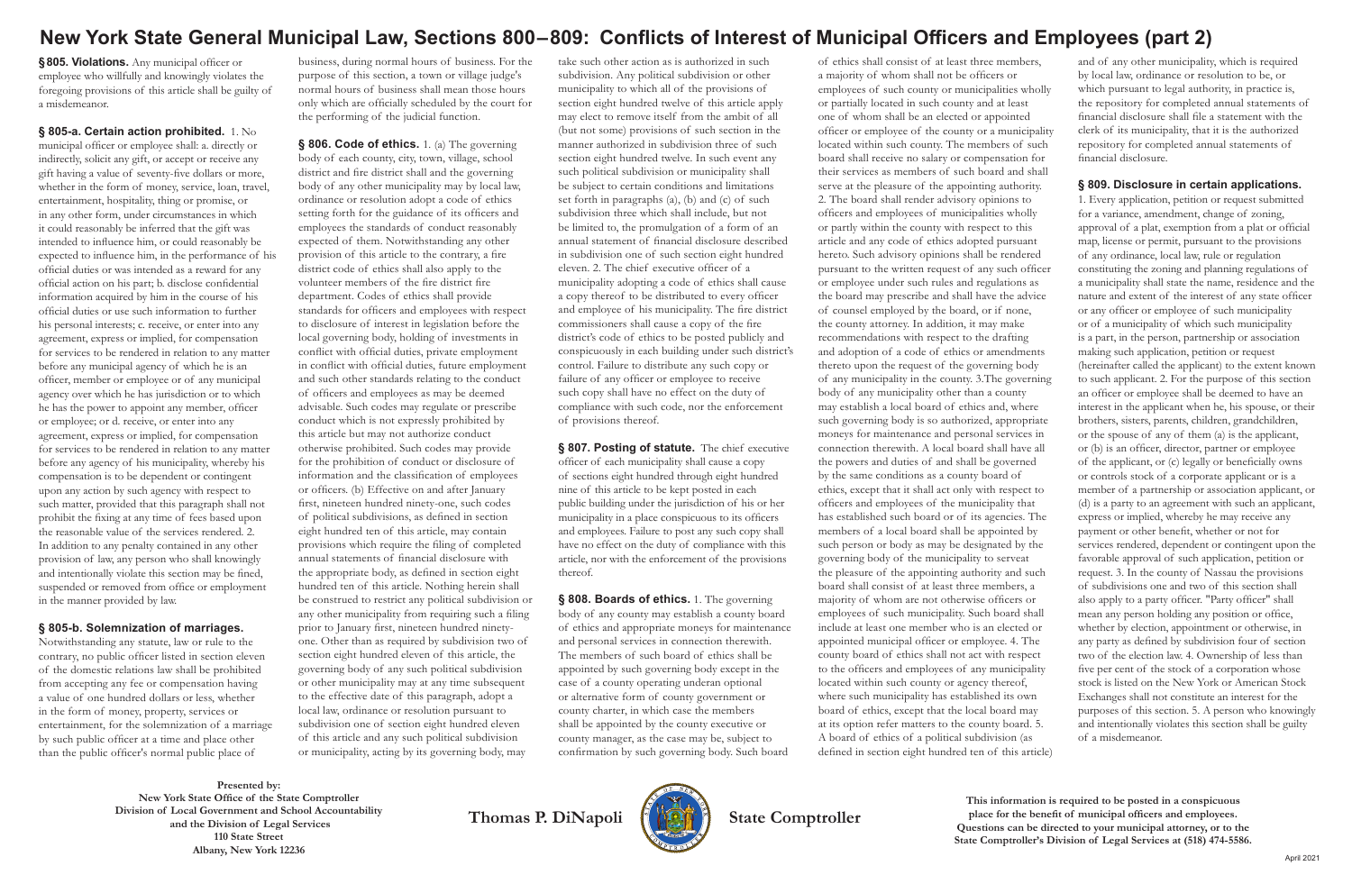# New York State General Municipal Law, Sections 800–809: Conflicts of Interest of Municipal Officers and Employees (part 2)

**§ 805. Violations.** Any municipal officer or employee who willfully and knowingly violates the foregoing provisions of this article shall be guilty of a misdemeanor.

**§ 805-a. Certain action prohibited.** 1. No municipal officer or employee shall: a. directly or indirectly, solicit any gift, or accept or receive any gift having a value of seventy-five dollars or more, whether in the form of money, service, loan, travel, entertainment, hospitality, thing or promise, or in any other form, under circumstances in which it could reasonably be inferred that the gift was intended to influence him, or could reasonably be expected to influence him, in the performance of his official duties or was intended as a reward for any official action on his part; b. disclose confidential information acquired by him in the course of his official duties or use such information to further his personal interests; c. receive, or enter into any agreement, express or implied, for compensation for services to be rendered in relation to any matter before any municipal agency of which he is an officer, member or employee or of any municipal agency over which he has jurisdiction or to which he has the power to appoint any member, officer or employee; or d. receive, or enter into any agreement, express or implied, for compensation for services to be rendered in relation to any matter before any agency of his municipality, whereby his compensation is to be dependent or contingent upon any action by such agency with respect to such matter, provided that this paragraph shall not prohibit the fixing at any time of fees based upon the reasonable value of the services rendered. 2. In addition to any penalty contained in any other provision of law, any person who shall knowingly and intentionally violate this section may be fined, suspended or removed from office or employment in the manner provided by law.

**§ 805-b. Solemnization of marriages.** Notwithstanding any statute, law or rule to the contrary, no public officer listed in section eleven of the domestic relations law shall be prohibited from accepting any fee or compensation having a value of one hundred dollars or less, whether in the form of money, property, services or entertainment, for the solemnization of a marriage by such public officer at a time and place other than the public officer's normal public place of business, during normal hours of business. For the purpose of this section, a town or village judge's normal hours of business shall mean those hours only which are officially scheduled by the court for the performing of the judicial function.

**§ 806. Code of ethics.** 1. (a) The governing body of each county, city, town, village, school district and fire district shall and the governing body of any other municipality may by local law, ordinance or resolution adopt a code of ethics setting forth for the guidance of its officers and employees the standards of conduct reasonably expected of them. Notwithstanding any other provision of this article to the contrary, a fire district code of ethics shall also apply to the volunteer members of the fire district fire department. Codes of ethics shall provide standards for officers and employees with respect to disclosure of interest in legislation before the local governing body, holding of investments in conflict with official duties, private employment in conflict with official duties, future employment and such other standards relating to the conduct of officers and employees as may be deemed advisable. Such codes may regulate or prescribe conduct which is not expressly prohibited by this article but may not authorize conduct otherwise prohibited. Such codes may provide for the prohibition of conduct or disclosure of information and the classification of employees or officers. (b) Effective on and after January first, nineteen hundred ninety-one, such codes of political subdivisions, as defined in section eight hundred ten of this article, may contain provisions which require the filing of completed annual statements of financial disclosure with the appropriate body, as defined in section eight hundred ten of this article. Nothing herein shall be construed to restrict any political subdivision or any other municipality from requiring such a filing prior to January first, nineteen hundred ninety-one. Other than as required by subdivision two of section eight hundred eleven of this article, the governing body of any such political subdivision or other municipality may at any time subsequent to the effective date of this paragraph, adopt a local law, ordinance or resolution pursuant to subdivision one of section eight hundred eleven of this article and any such political subdivision or municipality, acting by its governing body, may take such other action as is authorized in such subdivision. Any political subdivision or other municipality to which all of the provisions of section eight hundred twelve of this article apply may elect to remove itself from the ambit of all (but not some) provisions of such section in the manner authorized in subdivision three of such section eight hundred twelve. In such event any such political subdivision or municipality shall be subject to certain conditions and limitations set forth in paragraphs (a), (b) and (c) of such subdivision three which shall include, but not be limited to, the promulgation of a form of an annual statement of financial disclosure described in subdivision one of such section eight hundred eleven. 2. The chief executive officer of a municipality adopting a code of ethics shall cause a copy thereof to be distributed to every officer and employee of his municipality. The fire district commissioners shall cause a copy of the fire district's code of ethics to be posted publicly and conspicuously in each building under such district's control. Failure to distribute any such copy or failure of any officer or employee to receive such copy shall have no effect on the duty of compliance with such code, nor the enforcement of provisions thereof.

**§ 807. Posting of statute.** The chief executive officer of each municipality shall cause a copy of sections eight hundred through eight hundred nine of this article to be kept posted in each public building under the jurisdiction of his or her municipality in a place conspicuous to its officers and employees. Failure to post any such copy shall have no effect on the duty of compliance with this article, nor with the enforcement of the provisions thereof.

**§ 808. Boards of ethics.** 1. The governing body of any county may establish a county board of ethics and appropriate moneys for maintenance and personal services in connection therewith. The members of such board of ethics shall be appointed by such governing body except in the case of a county operating underan optional or alternative form of county government or county charter, in which case the members shall be appointed by the county executive or county manager, as the case may be, subject to confirmation by such governing body. Such board of ethics shall consist of at least three members, a majority of whom shall not be officers or employees of such county or municipalities wholly or partially located in such county and at least one of whom shall be an elected or appointed officer or employee of the county or a municipality located within such county. The members of such board shall receive no salary or compensation for their services as members of such board and shall serve at the pleasure of the appointing authority. 2. The board shall render advisory opinions to officers and employees of municipalities wholly or partly within the county with respect to this article and any code of ethics adopted pursuant hereto. Such advisory opinions shall be rendered pursuant to the written request of any such officer or employee under such rules and regulations as the board may prescribe and shall have the advice of counsel employed by the board, or if none, the county attorney. In addition, it may make recommendations with respect to the drafting and adoption of a code of ethics or amendments thereto upon the request of the governing body of any municipality in the county. 3.The governing body of any municipality other than a county may establish a local board of ethics and, where such governing body is so authorized, appropriate moneys for maintenance and personal services in connection therewith. A local board shall have all the powers and duties of and shall be governed by the same conditions as a county board of ethics, except that it shall act only with respect to officers and employees of the municipality that has established such board or of its agencies. The members of a local board shall be appointed by such person or body as may be designated by the governing body of the municipality to serveat the pleasure of the appointing authority and such board shall consist of at least three members, a majority of whom are not otherwise officers or employees of such municipality. Such board shall include at least one member who is an elected or appointed municipal officer or employee. 4. The county board of ethics shall not act with respect to the officers and employees of any municipality located within such county or agency thereof, where such municipality has established its own board of ethics, except that the local board may at its option refer matters to the county board. 5. A board of ethics of a political subdivision (as defined in section eight hundred ten of this article) and of any other municipality, which is required by local law, ordinance or resolution to be, or which pursuant to legal authority, in practice is, the repository for completed annual statements of financial disclosure shall file a statement with the clerk of its municipality, that it is the authorized repository for completed annual statements of financial disclosure.

**§ 809. Disclosure in certain applications.** 1. Every application, petition or request submitted for a variance, amendment, change of zoning, approval of a plat, exemption from a plat or official map, license or permit, pursuant to the provisions of any ordinance, local law, rule or regulation constituting the zoning and planning regulations of a municipality shall state the name, residence and the nature and extent of the interest of any state officer or any officer or employee of such municipality or of a municipality of which such municipality is a part, in the person, partnership or association making such application, petition or request (hereinafter called the applicant) to the extent known to such applicant. 2. For the purpose of this section an officer or employee shall be deemed to have an interest in the applicant when he, his spouse, or their brothers, sisters, parents, children, grandchildren, or the spouse of any of them (a) is the applicant, or (b) is an officer, director, partner or employee of the applicant, or (c) legally or beneficially owns or controls stock of a corporate applicant or is a member of a partnership or association applicant, or (d) is a party to an agreement with such an applicant, express or implied, whereby he may receive any payment or other benefit, whether or not for services rendered, dependent or contingent upon the favorable approval of such application, petition or request. 3. In the county of Nassau the provisions of subdivisions one and two of this section shall also apply to a party officer. "Party officer" shall mean any person holding any position or office, whether by election, appointment or otherwise, in any party as defined by subdivision four of section two of the election law. 4. Ownership of less than five per cent of the stock of a corporation whose stock is listed on the New York or American Stock Exchanges shall not constitute an interest for the purposes of this section. 5. A person who knowingly and intentionally violates this section shall be guilty of a misdemeanor.

**Presented by:**
**New York State Office of the State Comptroller**
**Division of Local Government and School Accountability**
**and the Division of Legal Services**
**110 State Street**
**Albany, New York 12236**

**Thomas P. DiNapoli** **State Comptroller**

**This information is required to be posted in a conspicuous place for the benefit of municipal officers and employees. Questions can be directed to your municipal attorney, or to the State Comptroller's Division of Legal Services at (518) 474-5586.**

April 2021